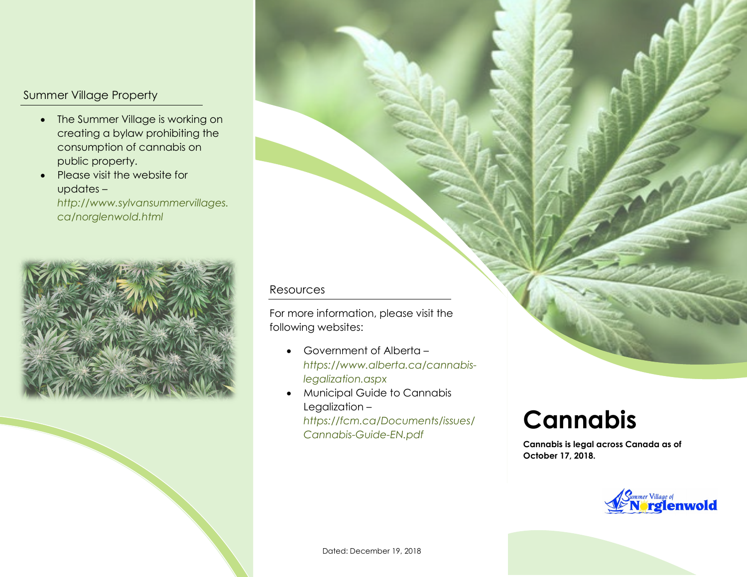## Summer Village Property

- The Summer Village is working on creating a bylaw prohibiting the consumption of cannabis on public property.
- Please visit the website for updates – *http://www.sylvansummervillages.ca/norglenwold.html*

## Resources

For more information, please visit the following websites:

- Government of Alberta – *https://www.alberta.ca/cannabis-legalization.aspx*
- Municipal Guide to Cannabis Legalization – *https://fcm.ca/Documents/issues/Cannabis-Guide-EN.pdf*

Dated: December 19, 2018

# Cannabis

**Cannabis is legal across Canada as of October 17, 2018.**

Summer Village of Norglenwold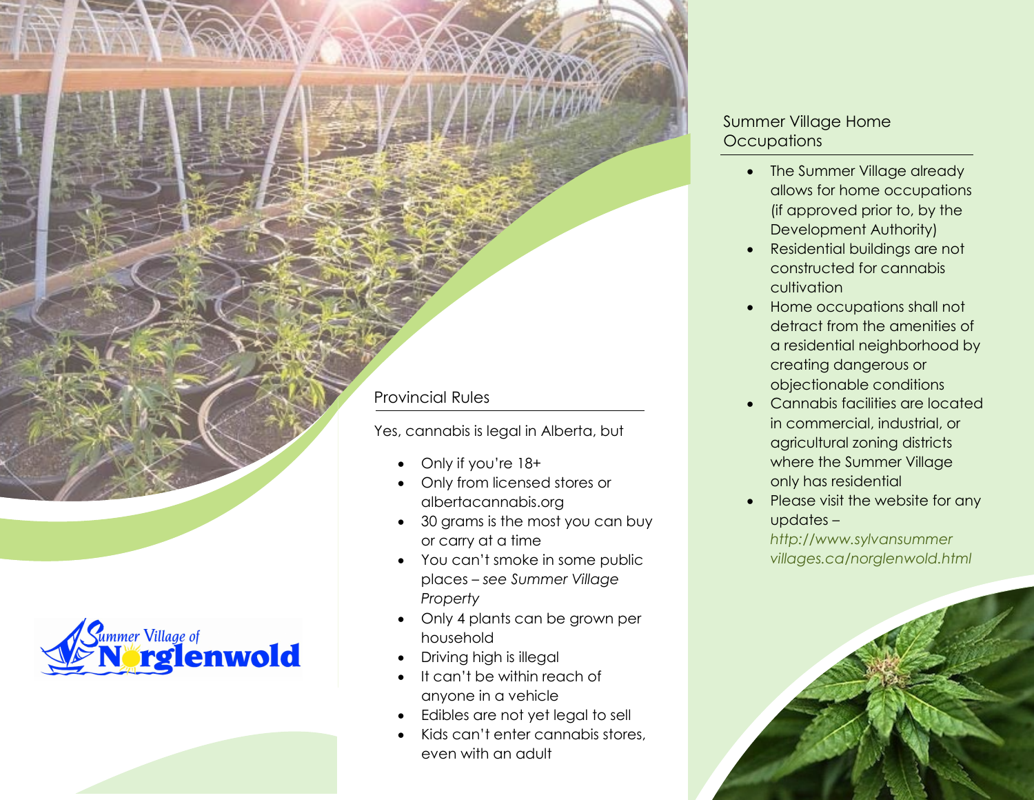Summer Village of Norglenwold

## Provincial Rules

Yes, cannabis is legal in Alberta, but

- Only if you're 18+
- Only from licensed stores or albertacannabis.org
- 30 grams is the most you can buy or carry at a time
- You can't smoke in some public places – *see Summer Village Property*
- Only 4 plants can be grown per household
- Driving high is illegal
- It can't be within reach of anyone in a vehicle
- Edibles are not yet legal to sell
- Kids can't enter cannabis stores, even with an adult

## Summer Village Home Occupations

- The Summer Village already allows for home occupations (if approved prior to, by the Development Authority)
- Residential buildings are not constructed for cannabis cultivation
- Home occupations shall not detract from the amenities of a residential neighborhood by creating dangerous or objectionable conditions
- Cannabis facilities are located in commercial, industrial, or agricultural zoning districts where the Summer Village only has residential
- Please visit the website for any updates – *http://www.sylvansummervillages.ca/norglenwold.html*